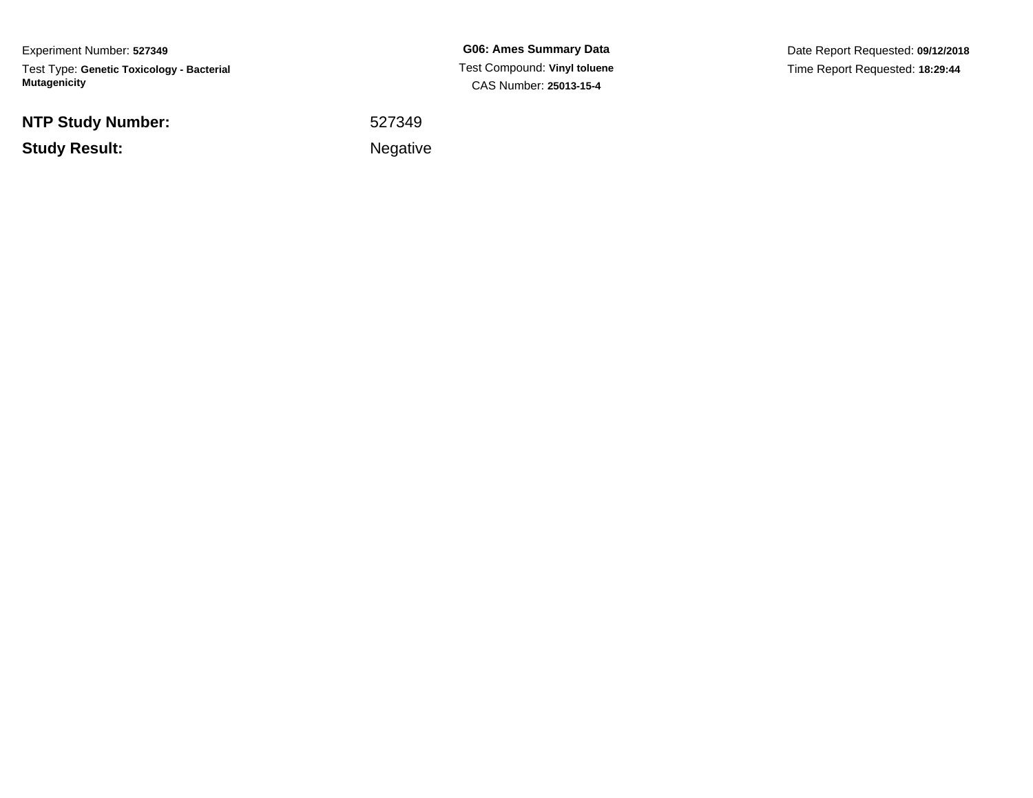Experiment Number: **527349**

Test Type: **Genetic Toxicology - Bacterial Mutagenicity**

**G06: Ames Summary Data**

Test Compound: **Vinyl toluene**

CAS Number: **25013-15-4**

Date Report Requested: **09/12/2018**

Time Report Requested: **18:29:44**

| | |
|---|---|
| **NTP Study Number:** | 527349 |
| **Study Result:** | Negative |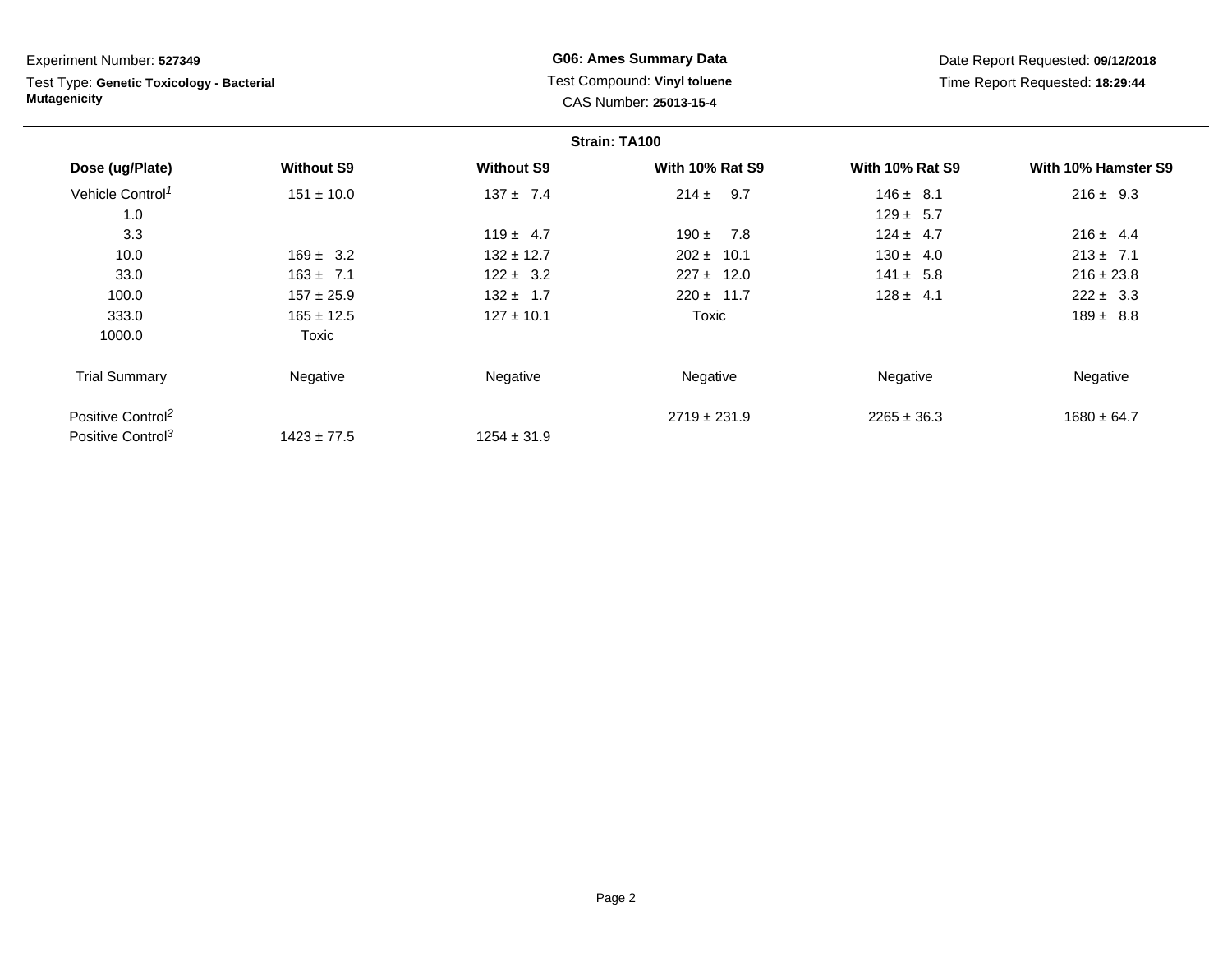Experiment Number: **527349**

Test Type: **Genetic Toxicology - Bacterial Mutagenicity**

**G06: Ames Summary Data**

Test Compound: **Vinyl toluene**

CAS Number: **25013-15-4**

Date Report Requested: **09/12/2018**

Time Report Requested: **18:29:44**

**Strain: TA100**

| Dose (ug/Plate) | Without S9 | Without S9 | With 10% Rat S9 | With 10% Rat S9 | With 10% Hamster S9 |
|---|---|---|---|---|---|
| Vehicle Control[1] | 151 ± 10.0 | 137 ± 7.4 | 214 ± 9.7 | 146 ± 8.1 | 216 ± 9.3 |
| 1.0 | | | | 129 ± 5.7 | |
| 3.3 | | 119 ± 4.7 | 190 ± 7.8 | 124 ± 4.7 | 216 ± 4.4 |
| 10.0 | 169 ± 3.2 | 132 ± 12.7 | 202 ± 10.1 | 130 ± 4.0 | 213 ± 7.1 |
| 33.0 | 163 ± 7.1 | 122 ± 3.2 | 227 ± 12.0 | 141 ± 5.8 | 216 ± 23.8 |
| 100.0 | 157 ± 25.9 | 132 ± 1.7 | 220 ± 11.7 | 128 ± 4.1 | 222 ± 3.3 |
| 333.0 | 165 ± 12.5 | 127 ± 10.1 | Toxic | | 189 ± 8.8 |
| 1000.0 | Toxic | | | | |
| Trial Summary | Negative | Negative | Negative | Negative | Negative |
| Positive Control[2] | | | 2719 ± 231.9 | 2265 ± 36.3 | 1680 ± 64.7 |
| Positive Control[3] | 1423 ± 77.5 | 1254 ± 31.9 | | | |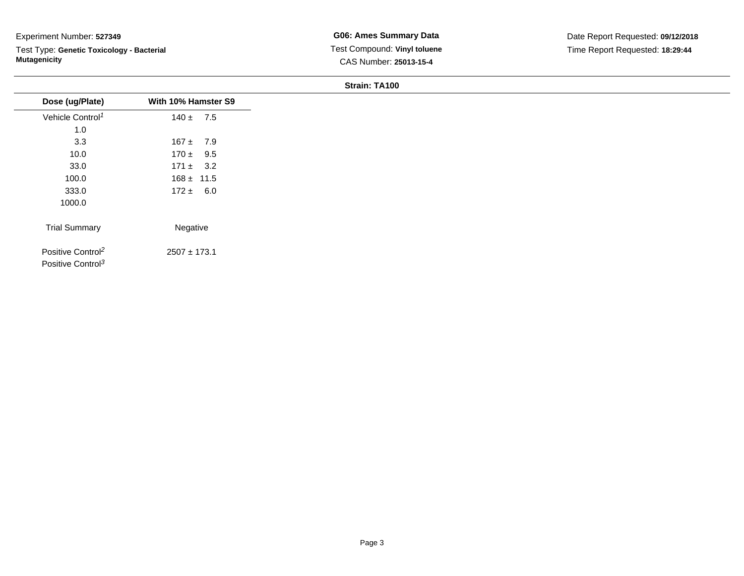Experiment Number: **527349**

Test Type: **Genetic Toxicology - Bacterial Mutagenicity**

**G06: Ames Summary Data**

Test Compound: **Vinyl toluene**

CAS Number: **25013-15-4**

Date Report Requested: **09/12/2018**

Time Report Requested: **18:29:44**

**Strain: TA100**

| Dose (ug/Plate) | With 10% Hamster S9 |
|---|---|
| Vehicle Control[1] | 140 ± 7.5 |
| 1.0 | |
| 3.3 | 167 ± 7.9 |
| 10.0 | 170 ± 9.5 |
| 33.0 | 171 ± 3.2 |
| 100.0 | 168 ± 11.5 |
| 333.0 | 172 ± 6.0 |
| 1000.0 | |
| Trial Summary | Negative |
| Positive Control[2] | 2507 ± 173.1 |
| Positive Control[3] | |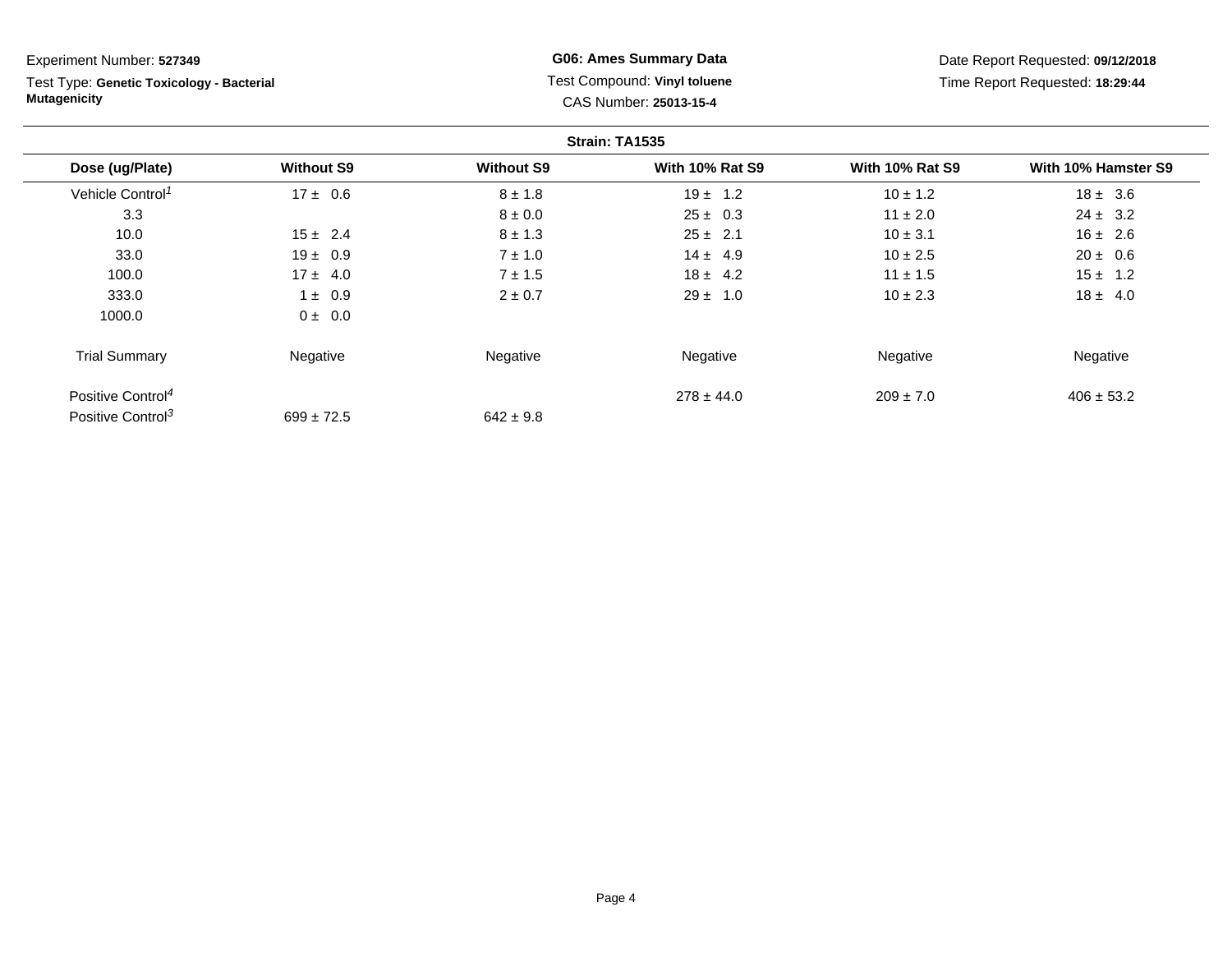Experiment Number: **527349**

Test Type: **Genetic Toxicology - Bacterial Mutagenicity**

**G06: Ames Summary Data**

Test Compound: **Vinyl toluene**

CAS Number: **25013-15-4**

Date Report Requested: **09/12/2018**

Time Report Requested: **18:29:44**

**Strain: TA1535**

| Dose (ug/Plate) | Without S9 | Without S9 | With 10% Rat S9 | With 10% Rat S9 | With 10% Hamster S9 |
|---|---|---|---|---|---|
| Vehicle Control[1] | 17 ± 0.6 | 8 ± 1.8 | 19 ± 1.2 | 10 ± 1.2 | 18 ± 3.6 |
| 3.3 | | 8 ± 0.0 | 25 ± 0.3 | 11 ± 2.0 | 24 ± 3.2 |
| 10.0 | 15 ± 2.4 | 8 ± 1.3 | 25 ± 2.1 | 10 ± 3.1 | 16 ± 2.6 |
| 33.0 | 19 ± 0.9 | 7 ± 1.0 | 14 ± 4.9 | 10 ± 2.5 | 20 ± 0.6 |
| 100.0 | 17 ± 4.0 | 7 ± 1.5 | 18 ± 4.2 | 11 ± 1.5 | 15 ± 1.2 |
| 333.0 | 1 ± 0.9 | 2 ± 0.7 | 29 ± 1.0 | 10 ± 2.3 | 18 ± 4.0 |
| 1000.0 | 0 ± 0.0 | | | | |
| Trial Summary | Negative | Negative | Negative | Negative | Negative |
| Positive Control[4] | | | 278 ± 44.0 | 209 ± 7.0 | 406 ± 53.2 |
| Positive Control[3] | 699 ± 72.5 | 642 ± 9.8 | | | |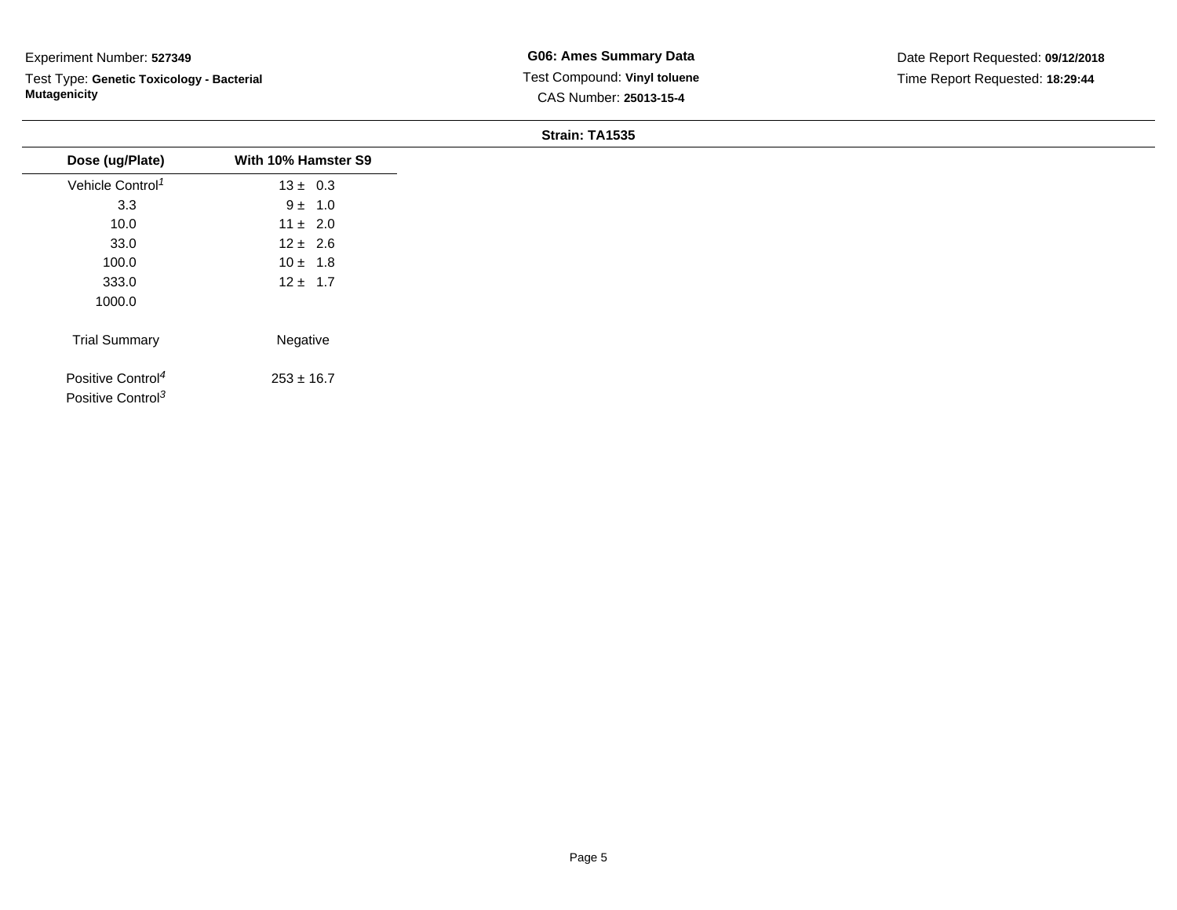Experiment Number: **527349**

Test Type: **Genetic Toxicology - Bacterial Mutagenicity**

**G06: Ames Summary Data**

Test Compound: **Vinyl toluene**

CAS Number: **25013-15-4**

Date Report Requested: **09/12/2018**

Time Report Requested: **18:29:44**

**Strain: TA1535**

| Dose (ug/Plate) | With 10% Hamster S9 |
|---|---|
| Vehicle Control[1] | 13 ± 0.3 |
| 3.3 | 9 ± 1.0 |
| 10.0 | 11 ± 2.0 |
| 33.0 | 12 ± 2.6 |
| 100.0 | 10 ± 1.8 |
| 333.0 | 12 ± 1.7 |
| 1000.0 | |
| Trial Summary | Negative |
| Positive Control[4] | 253 ± 16.7 |
| Positive Control[3] | |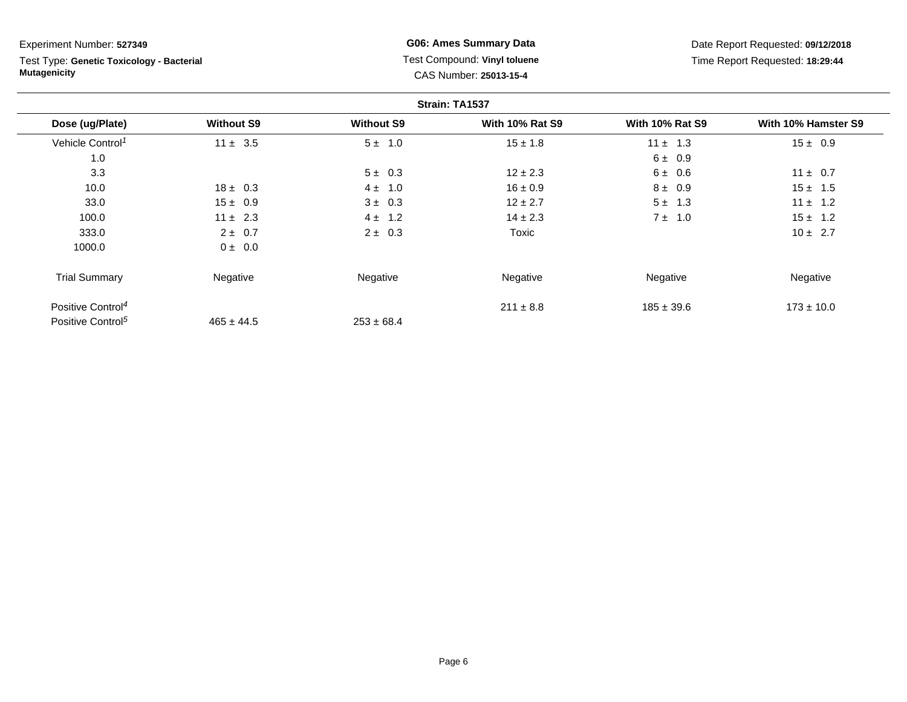Experiment Number: **527349**

Test Type: **Genetic Toxicology - Bacterial Mutagenicity**

**G06: Ames Summary Data**

Test Compound: **Vinyl toluene**

CAS Number: **25013-15-4**

Date Report Requested: **09/12/2018**

Time Report Requested: **18:29:44**

**Strain: TA1537**

| Dose (ug/Plate) | Without S9 | Without S9 | With 10% Rat S9 | With 10% Rat S9 | With 10% Hamster S9 |
|---|---|---|---|---|---|
| Vehicle Control[1] | 11 ± 3.5 | 5 ± 1.0 | 15 ± 1.8 | 11 ± 1.3 | 15 ± 0.9 |
| 1.0 | | | | 6 ± 0.9 | |
| 3.3 | | 5 ± 0.3 | 12 ± 2.3 | 6 ± 0.6 | 11 ± 0.7 |
| 10.0 | 18 ± 0.3 | 4 ± 1.0 | 16 ± 0.9 | 8 ± 0.9 | 15 ± 1.5 |
| 33.0 | 15 ± 0.9 | 3 ± 0.3 | 12 ± 2.7 | 5 ± 1.3 | 11 ± 1.2 |
| 100.0 | 11 ± 2.3 | 4 ± 1.2 | 14 ± 2.3 | 7 ± 1.0 | 15 ± 1.2 |
| 333.0 | 2 ± 0.7 | 2 ± 0.3 | Toxic | | 10 ± 2.7 |
| 1000.0 | 0 ± 0.0 | | | | |
| Trial Summary | Negative | Negative | Negative | Negative | Negative |
| Positive Control[4] | | | 211 ± 8.8 | 185 ± 39.6 | 173 ± 10.0 |
| Positive Control[5] | 465 ± 44.5 | 253 ± 68.4 | | | |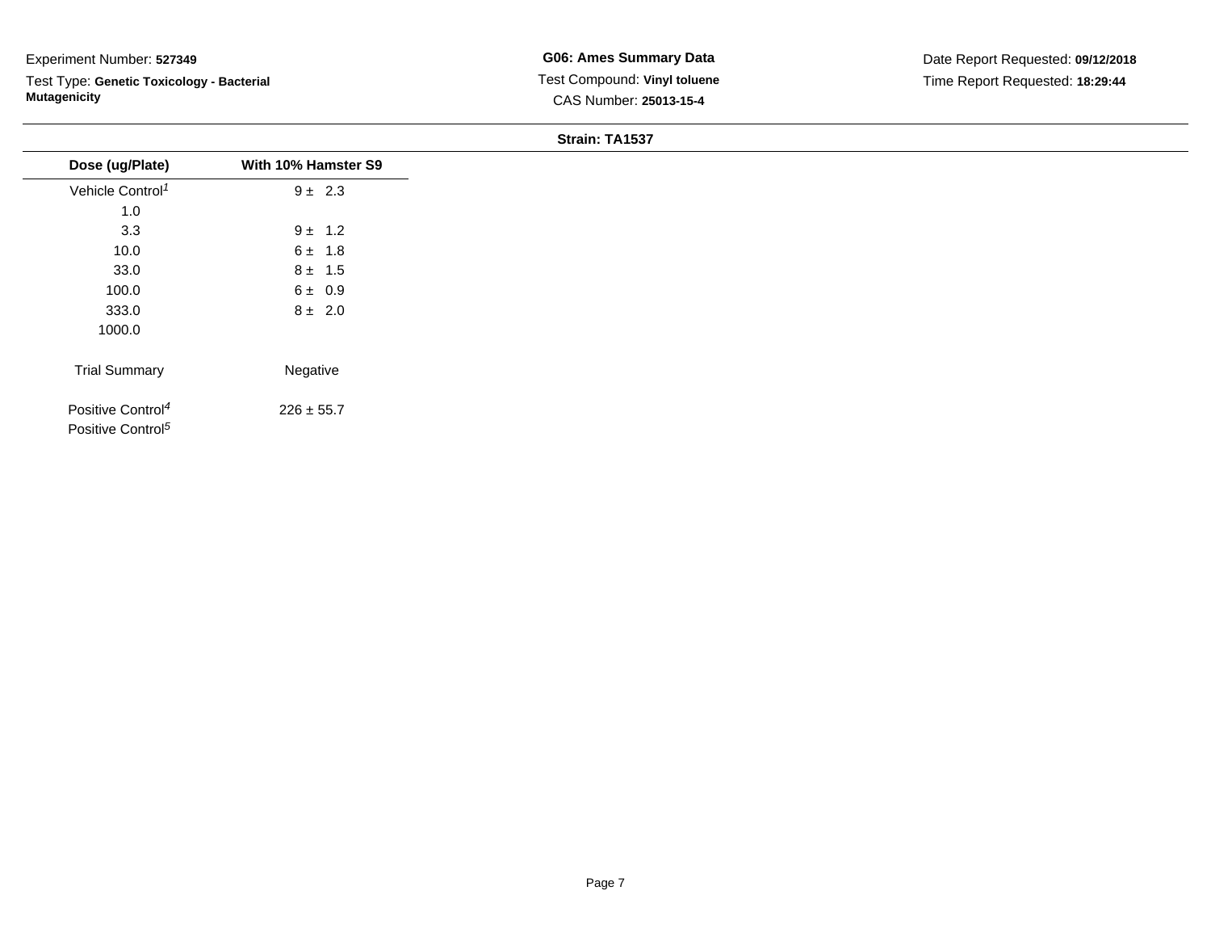Experiment Number: **527349**

Test Type: **Genetic Toxicology - Bacterial Mutagenicity**

**G06: Ames Summary Data**

Test Compound: **Vinyl toluene**

CAS Number: **25013-15-4**

Date Report Requested: **09/12/2018**

Time Report Requested: **18:29:44**

**Strain: TA1537**

| Dose (ug/Plate) | With 10% Hamster S9 |
|---|---|
| Vehicle Control[1] | 9 ± 2.3 |
| 1.0 | |
| 3.3 | 9 ± 1.2 |
| 10.0 | 6 ± 1.8 |
| 33.0 | 8 ± 1.5 |
| 100.0 | 6 ± 0.9 |
| 333.0 | 8 ± 2.0 |
| 1000.0 | |
| Trial Summary | Negative |
| Positive Control[4] | 226 ± 55.7 |
| Positive Control[5] | |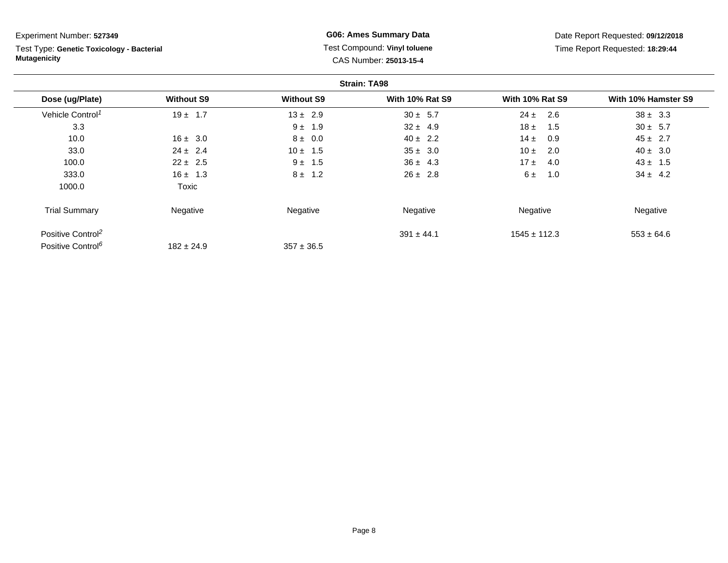Experiment Number: **527349**

Test Type: **Genetic Toxicology - Bacterial Mutagenicity**

**G06: Ames Summary Data**

Test Compound: **Vinyl toluene**

CAS Number: **25013-15-4**

Date Report Requested: **09/12/2018**

Time Report Requested: **18:29:44**

**Strain: TA98**

| Dose (ug/Plate) | Without S9 | Without S9 | With 10% Rat S9 | With 10% Rat S9 | With 10% Hamster S9 |
|---|---|---|---|---|---|
| Vehicle Control[1] | 19 ± 1.7 | 13 ± 2.9 | 30 ± 5.7 | 24 ± 2.6 | 38 ± 3.3 |
| 3.3 | | 9 ± 1.9 | 32 ± 4.9 | 18 ± 1.5 | 30 ± 5.7 |
| 10.0 | 16 ± 3.0 | 8 ± 0.0 | 40 ± 2.2 | 14 ± 0.9 | 45 ± 2.7 |
| 33.0 | 24 ± 2.4 | 10 ± 1.5 | 35 ± 3.0 | 10 ± 2.0 | 40 ± 3.0 |
| 100.0 | 22 ± 2.5 | 9 ± 1.5 | 36 ± 4.3 | 17 ± 4.0 | 43 ± 1.5 |
| 333.0 | 16 ± 1.3 | 8 ± 1.2 | 26 ± 2.8 | 6 ± 1.0 | 34 ± 4.2 |
| 1000.0 | Toxic | | | | |
| Trial Summary | Negative | Negative | Negative | Negative | Negative |
| Positive Control[2] | | | 391 ± 44.1 | 1545 ± 112.3 | 553 ± 64.6 |
| Positive Control[6] | 182 ± 24.9 | 357 ± 36.5 | | | |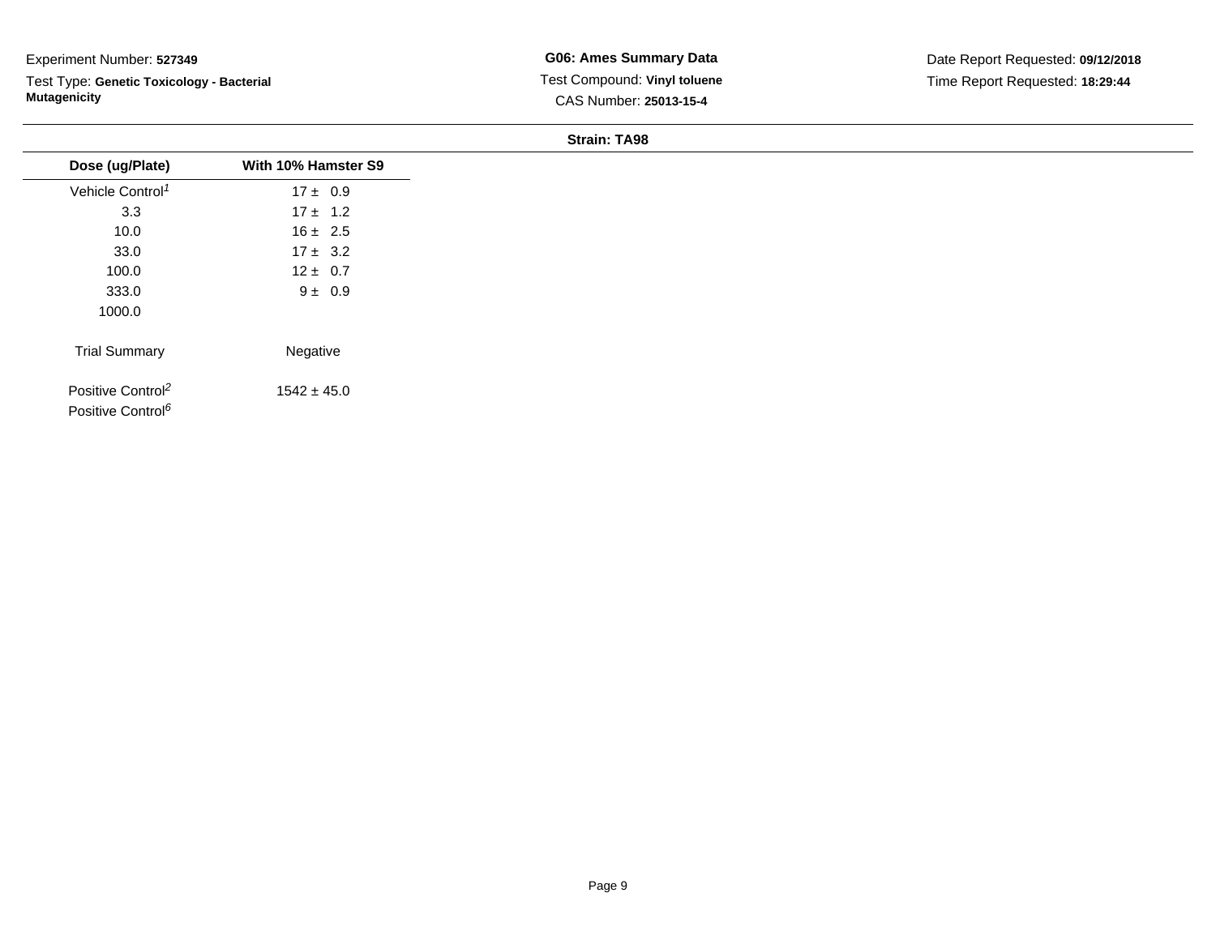Experiment Number: **527349**

Test Type: **Genetic Toxicology - Bacterial Mutagenicity**

**G06: Ames Summary Data**

Test Compound: **Vinyl toluene**

CAS Number: **25013-15-4**

Date Report Requested: **09/12/2018**

Time Report Requested: **18:29:44**

**Strain: TA98**

| Dose (ug/Plate) | With 10% Hamster S9 |
|---|---|
| Vehicle Control[1] | 17 ± 0.9 |
| 3.3 | 17 ± 1.2 |
| 10.0 | 16 ± 2.5 |
| 33.0 | 17 ± 3.2 |
| 100.0 | 12 ± 0.7 |
| 333.0 | 9 ± 0.9 |
| 1000.0 | |
| Trial Summary | Negative |
| Positive Control[2] | 1542 ± 45.0 |
| Positive Control[6] | |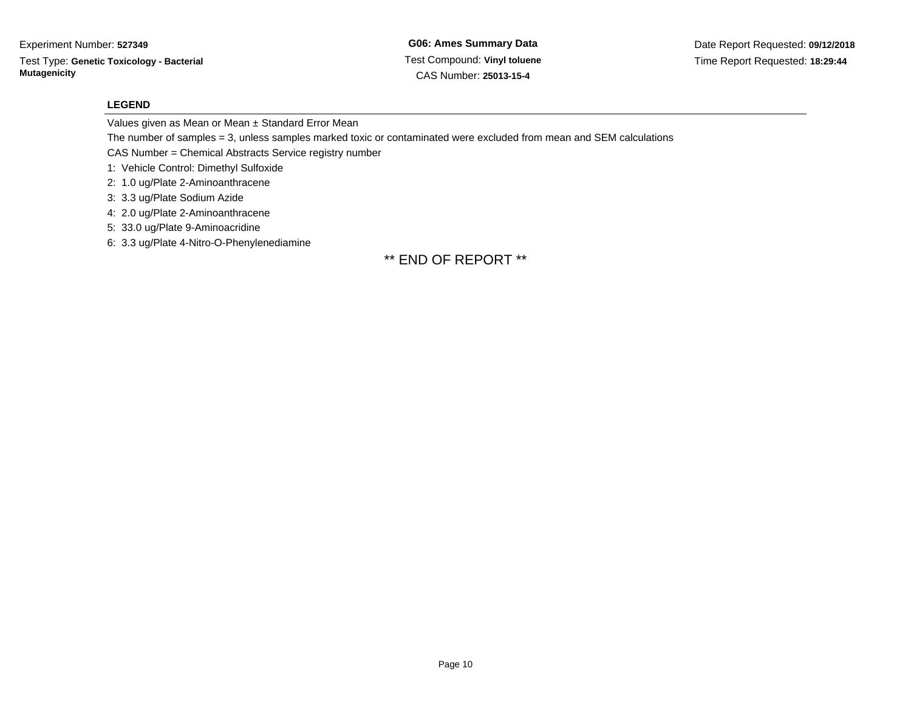**LEGEND**

Values given as Mean or Mean ± Standard Error Mean

The number of samples = 3, unless samples marked toxic or contaminated were excluded from mean and SEM calculations

CAS Number = Chemical Abstracts Service registry number

1: Vehicle Control: Dimethyl Sulfoxide

2: 1.0 ug/Plate 2-Aminoanthracene

3: 3.3 ug/Plate Sodium Azide

4: 2.0 ug/Plate 2-Aminoanthracene

5: 33.0 ug/Plate 9-Aminoacridine

6: 3.3 ug/Plate 4-Nitro-O-Phenylenediamine

** END OF REPORT **